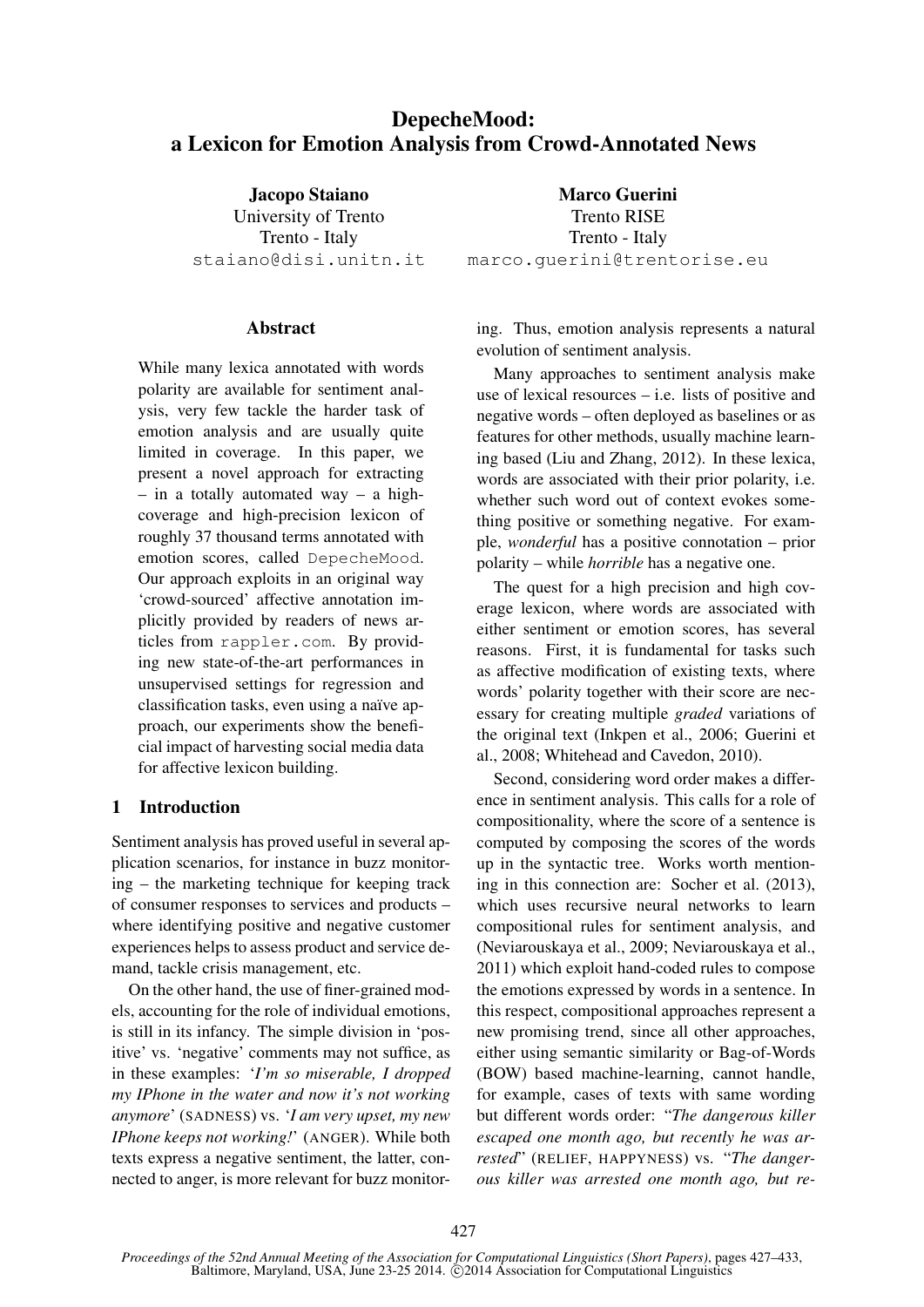# DepecheMood: a Lexicon for Emotion Analysis from Crowd-Annotated News

**Jacopo Staiano**
University of Trento
Trento - Italy
staiano@disi.unitn.it

**Marco Guerini**
Trento RISE
Trento - Italy
marco.guerini@trentorise.eu

## Abstract

While many lexica annotated with words polarity are available for sentiment analysis, very few tackle the harder task of emotion analysis and are usually quite limited in coverage. In this paper, we present a novel approach for extracting – in a totally automated way – a high-coverage and high-precision lexicon of roughly 37 thousand terms annotated with emotion scores, called DepecheMood. Our approach exploits in an original way 'crowd-sourced' affective annotation implicitly provided by readers of news articles from rappler.com. By providing new state-of-the-art performances in unsupervised settings for regression and classification tasks, even using a naïve approach, our experiments show the beneficial impact of harvesting social media data for affective lexicon building.

## 1 Introduction

Sentiment analysis has proved useful in several application scenarios, for instance in buzz monitoring – the marketing technique for keeping track of consumer responses to services and products – where identifying positive and negative customer experiences helps to assess product and service demand, tackle crisis management, etc.

On the other hand, the use of finer-grained models, accounting for the role of individual emotions, is still in its infancy. The simple division in 'positive' vs. 'negative' comments may not suffice, as in these examples: '*I'm so miserable, I dropped my IPhone in the water and now it's not working anymore*' (SADNESS) vs. '*I am very upset, my new IPhone keeps not working!*' (ANGER). While both texts express a negative sentiment, the latter, connected to anger, is more relevant for buzz monitoring. Thus, emotion analysis represents a natural evolution of sentiment analysis.

Many approaches to sentiment analysis make use of lexical resources – i.e. lists of positive and negative words – often deployed as baselines or as features for other methods, usually machine learning based (Liu and Zhang, 2012). In these lexica, words are associated with their prior polarity, i.e. whether such word out of context evokes something positive or something negative. For example, *wonderful* has a positive connotation – prior polarity – while *horrible* has a negative one.

The quest for a high precision and high coverage lexicon, where words are associated with either sentiment or emotion scores, has several reasons. First, it is fundamental for tasks such as affective modification of existing texts, where words' polarity together with their score are necessary for creating multiple *graded* variations of the original text (Inkpen et al., 2006; Guerini et al., 2008; Whitehead and Cavedon, 2010).

Second, considering word order makes a difference in sentiment analysis. This calls for a role of compositionality, where the score of a sentence is computed by composing the scores of the words up in the syntactic tree. Works worth mentioning in this connection are: Socher et al. (2013), which uses recursive neural networks to learn compositional rules for sentiment analysis, and (Neviarouskaya et al., 2009; Neviarouskaya et al., 2011) which exploit hand-coded rules to compose the emotions expressed by words in a sentence. In this respect, compositional approaches represent a new promising trend, since all other approaches, either using semantic similarity or Bag-of-Words (BOW) based machine-learning, cannot handle, for example, cases of texts with same wording but different words order: "*The dangerous killer escaped one month ago, but recently he was arrested*" (RELIEF, HAPPYNESS) vs. "*The dangerous killer was arrested one month ago, but re-*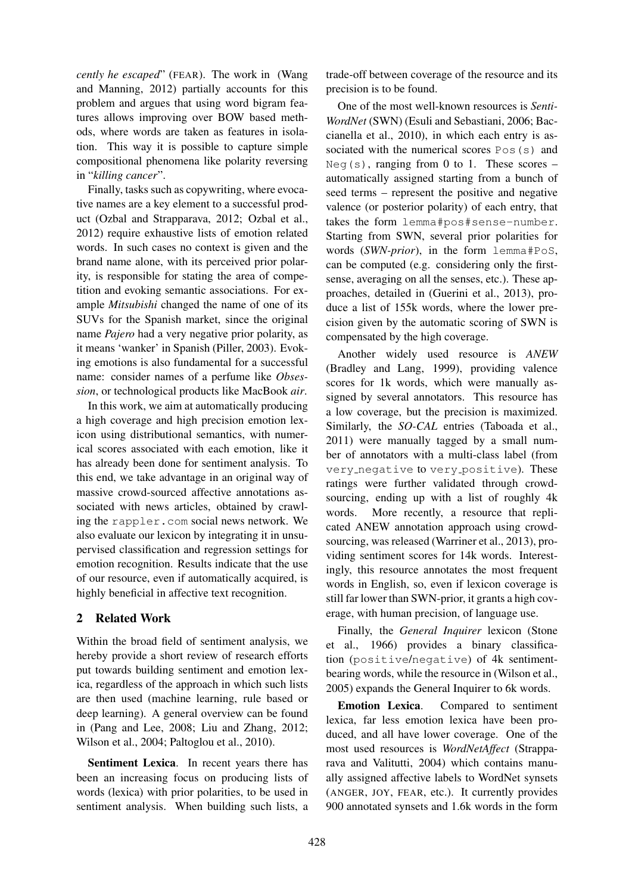*cently he escaped*" (FEAR). The work in (Wang and Manning, 2012) partially accounts for this problem and argues that using word bigram features allows improving over BOW based methods, where words are taken as features in isolation. This way it is possible to capture simple compositional phenomena like polarity reversing in "*killing cancer*".

Finally, tasks such as copywriting, where evocative names are a key element to a successful product (Ozbal and Strapparava, 2012; Ozbal et al., 2012) require exhaustive lists of emotion related words. In such cases no context is given and the brand name alone, with its perceived prior polarity, is responsible for stating the area of competition and evoking semantic associations. For example *Mitsubishi* changed the name of one of its SUVs for the Spanish market, since the original name *Pajero* had a very negative prior polarity, as it means 'wanker' in Spanish (Piller, 2003). Evoking emotions is also fundamental for a successful name: consider names of a perfume like *Obsession*, or technological products like MacBook *air*.

In this work, we aim at automatically producing a high coverage and high precision emotion lexicon using distributional semantics, with numerical scores associated with each emotion, like it has already been done for sentiment analysis. To this end, we take advantage in an original way of massive crowd-sourced affective annotations associated with news articles, obtained by crawling the `rappler.com` social news network. We also evaluate our lexicon by integrating it in unsupervised classification and regression settings for emotion recognition. Results indicate that the use of our resource, even if automatically acquired, is highly beneficial in affective text recognition.

## 2 Related Work

Within the broad field of sentiment analysis, we hereby provide a short review of research efforts put towards building sentiment and emotion lexica, regardless of the approach in which such lists are then used (machine learning, rule based or deep learning). A general overview can be found in (Pang and Lee, 2008; Liu and Zhang, 2012; Wilson et al., 2004; Paltoglou et al., 2010).

**Sentiment Lexica**. In recent years there has been an increasing focus on producing lists of words (lexica) with prior polarities, to be used in sentiment analysis. When building such lists, a trade-off between coverage of the resource and its precision is to be found.

One of the most well-known resources is *SentiWordNet* (SWN) (Esuli and Sebastiani, 2006; Baccianella et al., 2010), in which each entry is associated with the numerical scores `Pos(s)` and `Neg(s)`, ranging from 0 to 1. These scores – automatically assigned starting from a bunch of seed terms – represent the positive and negative valence (or posterior polarity) of each entry, that takes the form `lemma#pos#sense-number`. Starting from SWN, several prior polarities for words (*SWN-prior*), in the form `lemma#PoS`, can be computed (e.g. considering only the first-sense, averaging on all the senses, etc.). These approaches, detailed in (Guerini et al., 2013), produce a list of 155k words, where the lower precision given by the automatic scoring of SWN is compensated by the high coverage.

Another widely used resource is *ANEW* (Bradley and Lang, 1999), providing valence scores for 1k words, which were manually assigned by several annotators. This resource has a low coverage, but the precision is maximized. Similarly, the *SO-CAL* entries (Taboada et al., 2011) were manually tagged by a small number of annotators with a multi-class label (from `very_negative` to `very_positive`). These ratings were further validated through crowdsourcing, ending up with a list of roughly 4k words. More recently, a resource that replicated ANEW annotation approach using crowdsourcing, was released (Warriner et al., 2013), providing sentiment scores for 14k words. Interestingly, this resource annotates the most frequent words in English, so, even if lexicon coverage is still far lower than SWN-prior, it grants a high coverage, with human precision, of language use.

Finally, the *General Inquirer* lexicon (Stone et al., 1966) provides a binary classification (`positive`/`negative`) of 4k sentiment-bearing words, while the resource in (Wilson et al., 2005) expands the General Inquirer to 6k words.

**Emotion Lexica**. Compared to sentiment lexica, far less emotion lexica have been produced, and all have lower coverage. One of the most used resources is *WordNetAffect* (Strapparava and Valitutti, 2004) which contains manually assigned affective labels to WordNet synsets (ANGER, JOY, FEAR, etc.). It currently provides 900 annotated synsets and 1.6k words in the form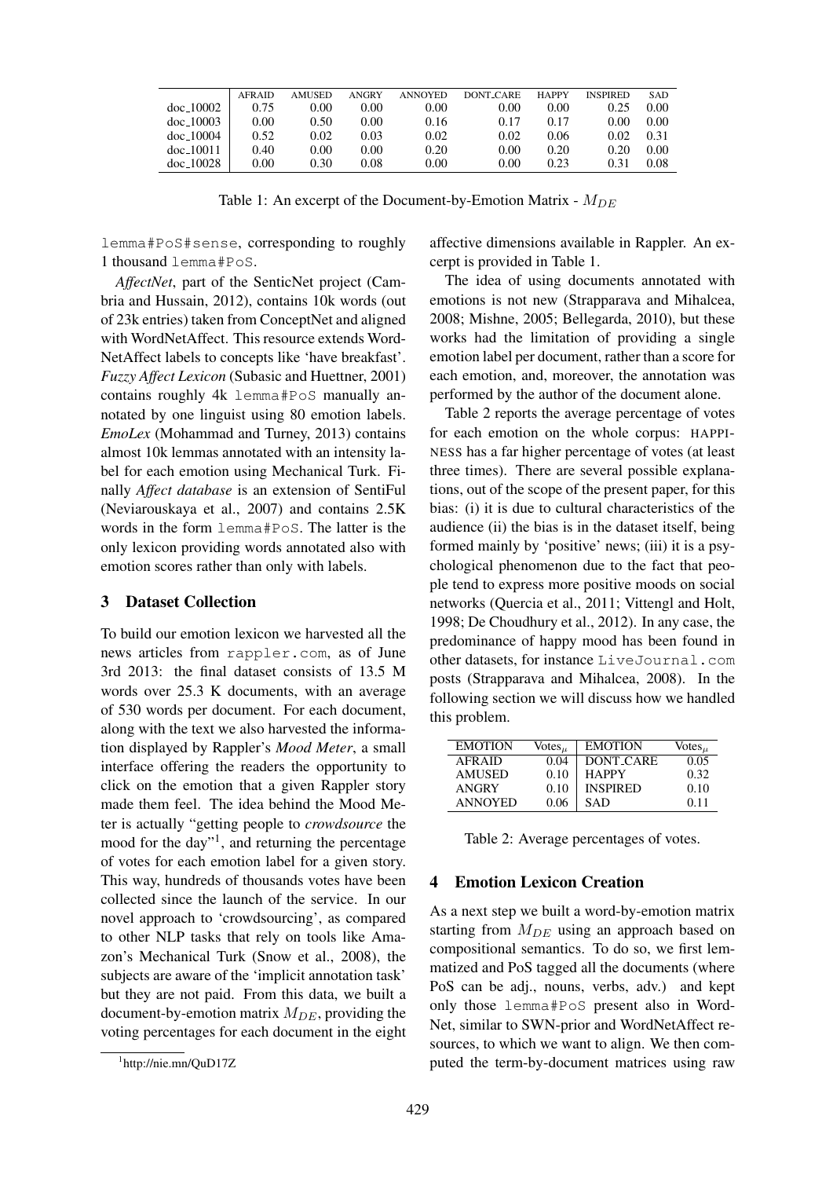|  | AFRAID | AMUSED | ANGRY | ANNOYED | DONT_CARE | HAPPY | INSPIRED | SAD |
|---|---|---|---|---|---|---|---|---|
| doc_10002 | 0.75 | 0.00 | 0.00 | 0.00 | 0.00 | 0.00 | 0.25 | 0.00 |
| doc_10003 | 0.00 | 0.50 | 0.00 | 0.16 | 0.17 | 0.17 | 0.00 | 0.00 |
| doc_10004 | 0.52 | 0.02 | 0.03 | 0.02 | 0.02 | 0.06 | 0.02 | 0.31 |
| doc_10011 | 0.40 | 0.00 | 0.00 | 0.20 | 0.00 | 0.20 | 0.20 | 0.00 |
| doc_10028 | 0.00 | 0.30 | 0.08 | 0.00 | 0.00 | 0.23 | 0.31 | 0.08 |

Table 1: An excerpt of the Document-by-Emotion Matrix - $M_{DE}$

lemma#PoS#sense, corresponding to roughly 1 thousand lemma#PoS.

*AffectNet*, part of the SenticNet project (Cambria and Hussain, 2012), contains 10k words (out of 23k entries) taken from ConceptNet and aligned with WordNetAffect. This resource extends WordNetAffect labels to concepts like 'have breakfast'. *Fuzzy Affect Lexicon* (Subasic and Huettner, 2001) contains roughly 4k lemma#PoS manually annotated by one linguist using 80 emotion labels. *EmoLex* (Mohammad and Turney, 2013) contains almost 10k lemmas annotated with an intensity label for each emotion using Mechanical Turk. Finally *Affect database* is an extension of SentiFul (Neviarouskaya et al., 2007) and contains 2.5K words in the form lemma#PoS. The latter is the only lexicon providing words annotated also with emotion scores rather than only with labels.

## 3 Dataset Collection

To build our emotion lexicon we harvested all the news articles from rappler.com, as of June 3rd 2013: the final dataset consists of 13.5 M words over 25.3 K documents, with an average of 530 words per document. For each document, along with the text we also harvested the information displayed by Rappler's *Mood Meter*, a small interface offering the readers the opportunity to click on the emotion that a given Rappler story made them feel. The idea behind the Mood Meter is actually "getting people to *crowdsource* the mood for the day"[1], and returning the percentage of votes for each emotion label for a given story. This way, hundreds of thousands votes have been collected since the launch of the service. In our novel approach to 'crowdsourcing', as compared to other NLP tasks that rely on tools like Amazon's Mechanical Turk (Snow et al., 2008), the subjects are aware of the 'implicit annotation task' but they are not paid. From this data, we built a document-by-emotion matrix $M_{DE}$, providing the voting percentages for each document in the eight affective dimensions available in Rappler. An excerpt is provided in Table 1.

The idea of using documents annotated with emotions is not new (Strapparava and Mihalcea, 2008; Mishne, 2005; Bellegarda, 2010), but these works had the limitation of providing a single emotion label per document, rather than a score for each emotion, and, moreover, the annotation was performed by the author of the document alone.

Table 2 reports the average percentage of votes for each emotion on the whole corpus: HAPPINESS has a far higher percentage of votes (at least three times). There are several possible explanations, out of the scope of the present paper, for this bias: (i) it is due to cultural characteristics of the audience (ii) the bias is in the dataset itself, being formed mainly by 'positive' news; (iii) it is a psychological phenomenon due to the fact that people tend to express more positive moods on social networks (Quercia et al., 2011; Vittengl and Holt, 1998; De Choudhury et al., 2012). In any case, the predominance of happy mood has been found in other datasets, for instance LiveJournal.com posts (Strapparava and Mihalcea, 2008). In the following section we will discuss how we handled this problem.

| EMOTION | $\text{Votes}_\mu$ | EMOTION | $\text{Votes}_\mu$ |
|---|---|---|---|
| AFRAID | 0.04 | DONT_CARE | 0.05 |
| AMUSED | 0.10 | HAPPY | 0.32 |
| ANGRY | 0.10 | INSPIRED | 0.10 |
| ANNOYED | 0.06 | SAD | 0.11 |

Table 2: Average percentages of votes.

## 4 Emotion Lexicon Creation

As a next step we built a word-by-emotion matrix starting from $M_{DE}$ using an approach based on compositional semantics. To do so, we first lemmatized and PoS tagged all the documents (where PoS can be adj., nouns, verbs, adv.) and kept only those lemma#PoS present also in WordNet, similar to SWN-prior and WordNetAffect resources, to which we want to align. We then computed the term-by-document matrices using raw

[1] http://nie.mn/QuD17Z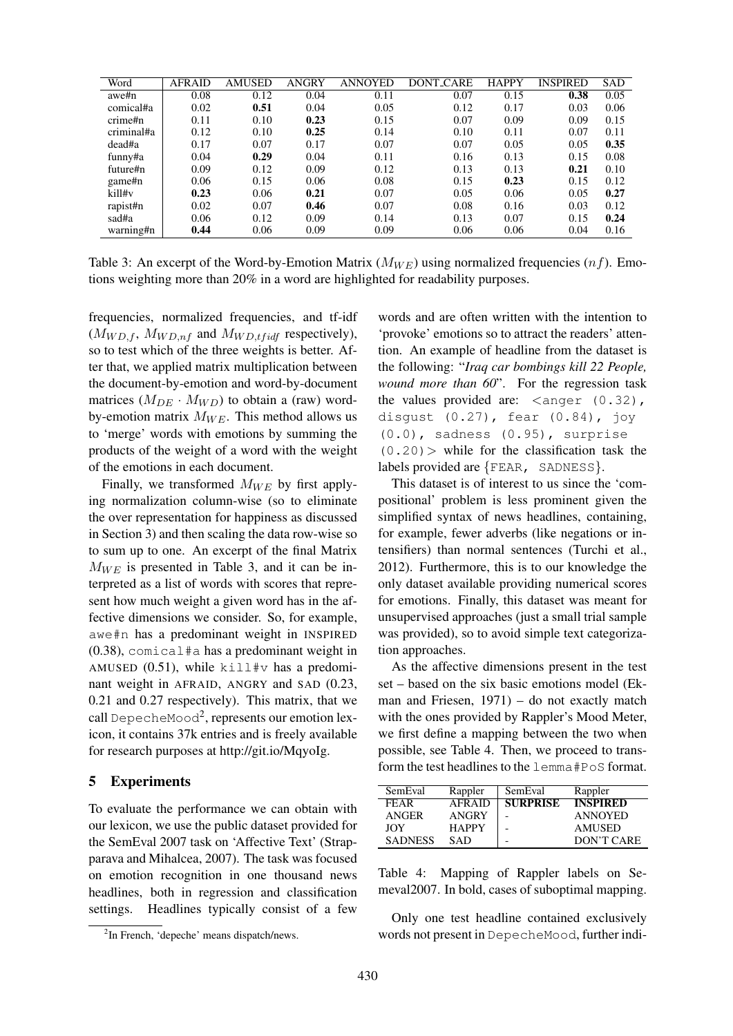| Word | AFRAID | AMUSED | ANGRY | ANNOYED | DONT_CARE | HAPPY | INSPIRED | SAD |
|---|---|---|---|---|---|---|---|---|
| awe#n | 0.08 | 0.12 | 0.04 | 0.11 | 0.07 | 0.15 | **0.38** | 0.05 |
| comical#a | 0.02 | **0.51** | 0.04 | 0.05 | 0.12 | 0.17 | 0.03 | 0.06 |
| crime#n | 0.11 | 0.10 | **0.23** | 0.15 | 0.07 | 0.09 | 0.09 | 0.15 |
| criminal#a | 0.12 | 0.10 | **0.25** | 0.14 | 0.10 | 0.11 | 0.07 | 0.11 |
| dead#a | 0.17 | 0.07 | 0.17 | 0.07 | 0.07 | 0.05 | 0.05 | **0.35** |
| funny#a | 0.04 | **0.29** | 0.04 | 0.11 | 0.16 | 0.13 | 0.15 | 0.08 |
| future#n | 0.09 | 0.12 | 0.09 | 0.12 | 0.13 | 0.13 | **0.21** | 0.10 |
| game#n | 0.06 | 0.15 | 0.06 | 0.08 | 0.15 | **0.23** | 0.15 | 0.12 |
| kill#v | **0.23** | 0.06 | **0.21** | 0.07 | 0.05 | 0.06 | 0.05 | **0.27** |
| rapist#n | 0.02 | 0.07 | **0.46** | 0.07 | 0.08 | 0.16 | 0.03 | 0.12 |
| sad#a | 0.06 | 0.12 | 0.09 | 0.14 | 0.13 | 0.07 | 0.15 | **0.24** |
| warning#n | **0.44** | 0.06 | 0.09 | 0.09 | 0.06 | 0.06 | 0.04 | 0.16 |

Table 3: An excerpt of the Word-by-Emotion Matrix ($M_{WE}$) using normalized frequencies ($nf$). Emotions weighting more than 20% in a word are highlighted for readability purposes.

frequencies, normalized frequencies, and tf-idf ($M_{WD,f}$, $M_{WD,nf}$ and $M_{WD,tfidf}$ respectively), so to test which of the three weights is better. After that, we applied matrix multiplication between the document-by-emotion and word-by-document matrices ($M_{DE} \cdot M_{WD}$) to obtain a (raw) word-by-emotion matrix $M_{WE}$. This method allows us to 'merge' words with emotions by summing the products of the weight of a word with the weight of the emotions in each document.

Finally, we transformed $M_{WE}$ by first applying normalization column-wise (so to eliminate the over representation for happiness as discussed in Section 3) and then scaling the data row-wise so to sum up to one. An excerpt of the final Matrix $M_{WE}$ is presented in Table 3, and it can be interpreted as a list of words with scores that represent how much weight a given word has in the affective dimensions we consider. So, for example, `awe#n` has a predominant weight in INSPIRED (0.38), `comical#a` has a predominant weight in AMUSED (0.51), while `kill#v` has a predominant weight in AFRAID, ANGRY and SAD (0.23, 0.21 and 0.27 respectively). This matrix, that we call `DepecheMood`[2], represents our emotion lexicon, it contains 37k entries and is freely available for research purposes at http://git.io/MqyoIg.

## 5 Experiments

To evaluate the performance we can obtain with our lexicon, we use the public dataset provided for the SemEval 2007 task on 'Affective Text' (Strapparava and Mihalcea, 2007). The task was focused on emotion recognition in one thousand news headlines, both in regression and classification settings. Headlines typically consist of a few words and are often written with the intention to 'provoke' emotions so to attract the readers' attention. An example of headline from the dataset is the following: "*Iraq car bombings kill 22 People, wound more than 60*". For the regression task the values provided are: `<anger (0.32), disgust (0.27), fear (0.84), joy (0.0), sadness (0.95), surprise (0.20)>` while for the classification task the labels provided are {`FEAR`, `SADNESS`}.

This dataset is of interest to us since the 'compositional' problem is less prominent given the simplified syntax of news headlines, containing, for example, fewer adverbs (like negations or intensifiers) than normal sentences (Turchi et al., 2012). Furthermore, this is to our knowledge the only dataset available providing numerical scores for emotions. Finally, this dataset was meant for unsupervised approaches (just a small trial sample was provided), so to avoid simple text categorization approaches.

As the affective dimensions present in the test set – based on the six basic emotions model (Ekman and Friesen, 1971) – do not exactly match with the ones provided by Rappler's Mood Meter, we first define a mapping between the two when possible, see Table 4. Then, we proceed to transform the test headlines to the `lemma#PoS` format.

| SemEval | Rappler | SemEval | Rappler |
|---|---|---|---|
| FEAR | AFRAID | **SURPRISE** | **INSPIRED** |
| ANGER | ANGRY | - | ANNOYED |
| JOY | HAPPY | - | AMUSED |
| SADNESS | SAD | - | DON'T CARE |

Table 4: Mapping of Rappler labels on Semeval2007. In bold, cases of suboptimal mapping.

Only one test headline contained exclusively words not present in `DepecheMood`, further indi-

[2] In French, 'depeche' means dispatch/news.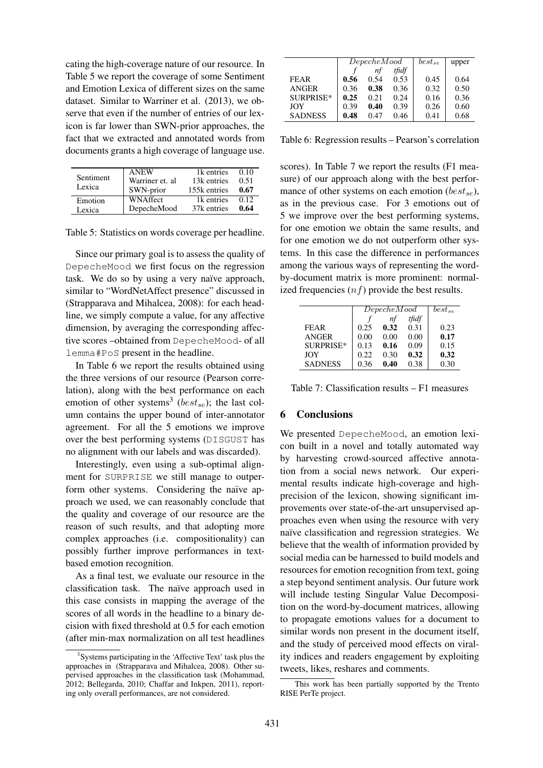cating the high-coverage nature of our resource. In Table 5 we report the coverage of some Sentiment and Emotion Lexica of different sizes on the same dataset. Similar to Warriner et al. (2013), we observe that even if the number of entries of our lexicon is far lower than SWN-prior approaches, the fact that we extracted and annotated words from documents grants a high coverage of language use.

| | | | |
|---|---|---|---|
| Sentiment Lexica | ANEW | 1k entries | 0.10 |
| | Warriner et. al | 13k entries | 0.51 |
| | SWN-prior | 155k entries | **0.67** |
| Emotion Lexica | WNAffect | 1k entries | 0.12 |
| | DepecheMood | 37k entries | **0.64** |

Table 5: Statistics on words coverage per headline.

Since our primary goal is to assess the quality of DepecheMood we first focus on the regression task. We do so by using a very naïve approach, similar to "WordNetAffect presence" discussed in (Strapparava and Mihalcea, 2008): for each headline, we simply compute a value, for any affective dimension, by averaging the corresponding affective scores –obtained from DepecheMood- of all lemma#PoS present in the headline.

In Table 6 we report the results obtained using the three versions of our resource (Pearson correlation), along with the best performance on each emotion of other systems[3] ($best_{se}$); the last column contains the upper bound of inter-annotator agreement. For all the 5 emotions we improve over the best performing systems (DISGUST has no alignment with our labels and was discarded).

Interestingly, even using a sub-optimal alignment for SURPRISE we still manage to outperform other systems. Considering the naïve approach we used, we can reasonably conclude that the quality and coverage of our resource are the reason of such results, and that adopting more complex approaches (i.e. compositionality) can possibly further improve performances in text-based emotion recognition.

As a final test, we evaluate our resource in the classification task. The naïve approach used in this case consists in mapping the average of the scores of all words in the headline to a binary decision with fixed threshold at 0.5 for each emotion (after min-max normalization on all test headlines scores). In Table 7 we report the results (F1 measure) of our approach along with the best performance of other systems on each emotion ($best_{se}$), as in the previous case. For 3 emotions out of 5 we improve over the best performing systems, for one emotion we obtain the same results, and for one emotion we do not outperform other systems. In this case the difference in performances among the various ways of representing the word-by-document matrix is more prominent: normalized frequencies ($nf$) provide the best results.

[3]Systems participating in the 'Affective Text' task plus the approaches in (Strapparava and Mihalcea, 2008). Other supervised approaches in the classification task (Mohammad, 2012; Bellegarda, 2010; Chaffar and Inkpen, 2011), reporting only overall performances, are not considered.

| | $DepecheMood$ | | | $best_{se}$ | upper |
|---|---|---|---|---|---|
| | *f* | *nf* | *tfidf* | | |
| FEAR | **0.56** | 0.54 | 0.53 | 0.45 | 0.64 |
| ANGER | 0.36 | **0.38** | 0.36 | 0.32 | 0.50 |
| SURPRISE* | **0.25** | 0.21 | 0.24 | 0.16 | 0.36 |
| JOY | 0.39 | **0.40** | 0.39 | 0.26 | 0.60 |
| SADNESS | **0.48** | 0.47 | 0.46 | 0.41 | 0.68 |

Table 6: Regression results – Pearson's correlation

| | $DepecheMood$ | | | $best_{se}$ |
|---|---|---|---|---|
| | *f* | *nf* | *tfidf* | |
| FEAR | 0.25 | **0.32** | 0.31 | 0.23 |
| ANGER | 0.00 | 0.00 | 0.00 | **0.17** |
| SURPRISE* | 0.13 | **0.16** | 0.09 | 0.15 |
| JOY | 0.22 | 0.30 | **0.32** | **0.32** |
| SADNESS | 0.36 | **0.40** | 0.38 | 0.30 |

Table 7: Classification results – F1 measures

## 6 Conclusions

We presented DepecheMood, an emotion lexicon built in a novel and totally automated way by harvesting crowd-sourced affective annotation from a social news network. Our experimental results indicate high-coverage and high-precision of the lexicon, showing significant improvements over state-of-the-art unsupervised approaches even when using the resource with very naïve classification and regression strategies. We believe that the wealth of information provided by social media can be harnessed to build models and resources for emotion recognition from text, going a step beyond sentiment analysis. Our future work will include testing Singular Value Decomposition on the word-by-document matrices, allowing to propagate emotions values for a document to similar words non present in the document itself, and the study of perceived mood effects on virality indices and readers engagement by exploiting tweets, likes, reshares and comments.

This work has been partially supported by the Trento RISE PerTe project.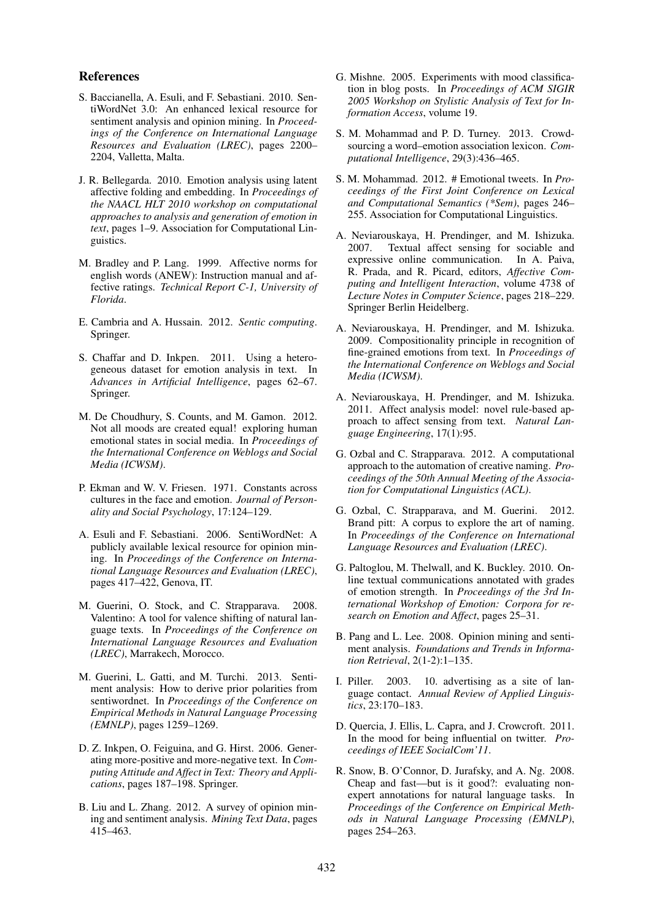## References

S. Baccianella, A. Esuli, and F. Sebastiani. 2010. SentiWordNet 3.0: An enhanced lexical resource for sentiment analysis and opinion mining. In *Proceedings of the Conference on International Language Resources and Evaluation (LREC)*, pages 2200–2204, Valletta, Malta.

J. R. Bellegarda. 2010. Emotion analysis using latent affective folding and embedding. In *Proceedings of the NAACL HLT 2010 workshop on computational approaches to analysis and generation of emotion in text*, pages 1–9. Association for Computational Linguistics.

M. Bradley and P. Lang. 1999. Affective norms for english words (ANEW): Instruction manual and affective ratings. *Technical Report C-1, University of Florida*.

E. Cambria and A. Hussain. 2012. *Sentic computing*. Springer.

S. Chaffar and D. Inkpen. 2011. Using a heterogeneous dataset for emotion analysis in text. In *Advances in Artificial Intelligence*, pages 62–67. Springer.

M. De Choudhury, S. Counts, and M. Gamon. 2012. Not all moods are created equal! exploring human emotional states in social media. In *Proceedings of the International Conference on Weblogs and Social Media (ICWSM)*.

P. Ekman and W. V. Friesen. 1971. Constants across cultures in the face and emotion. *Journal of Personality and Social Psychology*, 17:124–129.

A. Esuli and F. Sebastiani. 2006. SentiWordNet: A publicly available lexical resource for opinion mining. In *Proceedings of the Conference on International Language Resources and Evaluation (LREC)*, pages 417–422, Genova, IT.

M. Guerini, O. Stock, and C. Strapparava. 2008. Valentino: A tool for valence shifting of natural language texts. In *Proceedings of the Conference on International Language Resources and Evaluation (LREC)*, Marrakech, Morocco.

M. Guerini, L. Gatti, and M. Turchi. 2013. Sentiment analysis: How to derive prior polarities from sentiwordnet. In *Proceedings of the Conference on Empirical Methods in Natural Language Processing (EMNLP)*, pages 1259–1269.

D. Z. Inkpen, O. Feiguina, and G. Hirst. 2006. Generating more-positive and more-negative text. In *Computing Attitude and Affect in Text: Theory and Applications*, pages 187–198. Springer.

B. Liu and L. Zhang. 2012. A survey of opinion mining and sentiment analysis. *Mining Text Data*, pages 415–463.

G. Mishne. 2005. Experiments with mood classification in blog posts. In *Proceedings of ACM SIGIR 2005 Workshop on Stylistic Analysis of Text for Information Access*, volume 19.

S. M. Mohammad and P. D. Turney. 2013. Crowdsourcing a word–emotion association lexicon. *Computational Intelligence*, 29(3):436–465.

S. M. Mohammad. 2012. # Emotional tweets. In *Proceedings of the First Joint Conference on Lexical and Computational Semantics (\*Sem)*, pages 246–255. Association for Computational Linguistics.

A. Neviarouskaya, H. Prendinger, and M. Ishizuka. 2007. Textual affect sensing for sociable and expressive online communication. In A. Paiva, R. Prada, and R. Picard, editors, *Affective Computing and Intelligent Interaction*, volume 4738 of *Lecture Notes in Computer Science*, pages 218–229. Springer Berlin Heidelberg.

A. Neviarouskaya, H. Prendinger, and M. Ishizuka. 2009. Compositionality principle in recognition of fine-grained emotions from text. In *Proceedings of the International Conference on Weblogs and Social Media (ICWSM)*.

A. Neviarouskaya, H. Prendinger, and M. Ishizuka. 2011. Affect analysis model: novel rule-based approach to affect sensing from text. *Natural Language Engineering*, 17(1):95.

G. Ozbal and C. Strapparava. 2012. A computational approach to the automation of creative naming. *Proceedings of the 50th Annual Meeting of the Association for Computational Linguistics (ACL)*.

G. Ozbal, C. Strapparava, and M. Guerini. 2012. Brand pitt: A corpus to explore the art of naming. In *Proceedings of the Conference on International Language Resources and Evaluation (LREC)*.

G. Paltoglou, M. Thelwall, and K. Buckley. 2010. Online textual communications annotated with grades of emotion strength. In *Proceedings of the 3rd International Workshop of Emotion: Corpora for research on Emotion and Affect*, pages 25–31.

B. Pang and L. Lee. 2008. Opinion mining and sentiment analysis. *Foundations and Trends in Information Retrieval*, 2(1-2):1–135.

I. Piller. 2003. 10. advertising as a site of language contact. *Annual Review of Applied Linguistics*, 23:170–183.

D. Quercia, J. Ellis, L. Capra, and J. Crowcroft. 2011. In the mood for being influential on twitter. *Proceedings of IEEE SocialCom'11*.

R. Snow, B. O'Connor, D. Jurafsky, and A. Ng. 2008. Cheap and fast—but is it good?: evaluating non-expert annotations for natural language tasks. In *Proceedings of the Conference on Empirical Methods in Natural Language Processing (EMNLP)*, pages 254–263.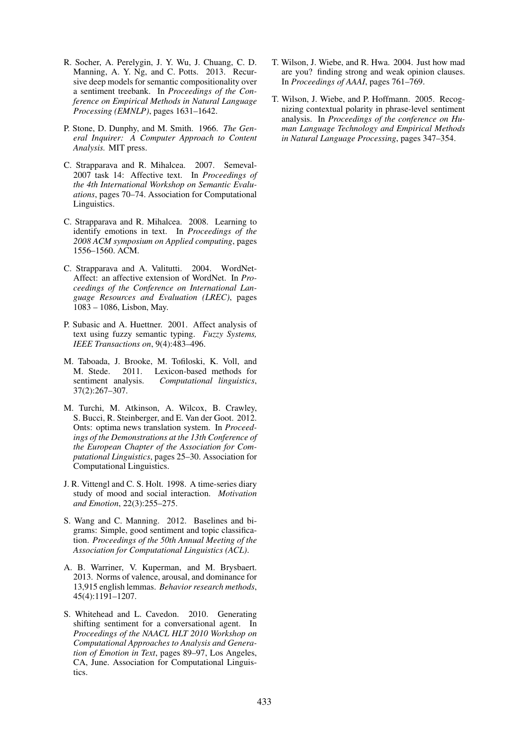R. Socher, A. Perelygin, J. Y. Wu, J. Chuang, C. D. Manning, A. Y. Ng, and C. Potts. 2013. Recursive deep models for semantic compositionality over a sentiment treebank. In *Proceedings of the Conference on Empirical Methods in Natural Language Processing (EMNLP)*, pages 1631–1642.

P. Stone, D. Dunphy, and M. Smith. 1966. *The General Inquirer: A Computer Approach to Content Analysis.* MIT press.

C. Strapparava and R. Mihalcea. 2007. Semeval-2007 task 14: Affective text. In *Proceedings of the 4th International Workshop on Semantic Evaluations*, pages 70–74. Association for Computational Linguistics.

C. Strapparava and R. Mihalcea. 2008. Learning to identify emotions in text. In *Proceedings of the 2008 ACM symposium on Applied computing*, pages 1556–1560. ACM.

C. Strapparava and A. Valitutti. 2004. WordNet-Affect: an affective extension of WordNet. In *Proceedings of the Conference on International Language Resources and Evaluation (LREC)*, pages 1083 – 1086, Lisbon, May.

P. Subasic and A. Huettner. 2001. Affect analysis of text using fuzzy semantic typing. *Fuzzy Systems, IEEE Transactions on*, 9(4):483–496.

M. Taboada, J. Brooke, M. Tofiloski, K. Voll, and M. Stede. 2011. Lexicon-based methods for sentiment analysis. *Computational linguistics*, 37(2):267–307.

M. Turchi, M. Atkinson, A. Wilcox, B. Crawley, S. Bucci, R. Steinberger, and E. Van der Goot. 2012. Onts: optima news translation system. In *Proceedings of the Demonstrations at the 13th Conference of the European Chapter of the Association for Computational Linguistics*, pages 25–30. Association for Computational Linguistics.

J. R. Vittengl and C. S. Holt. 1998. A time-series diary study of mood and social interaction. *Motivation and Emotion*, 22(3):255–275.

S. Wang and C. Manning. 2012. Baselines and bigrams: Simple, good sentiment and topic classification. *Proceedings of the 50th Annual Meeting of the Association for Computational Linguistics (ACL).*

A. B. Warriner, V. Kuperman, and M. Brysbaert. 2013. Norms of valence, arousal, and dominance for 13,915 english lemmas. *Behavior research methods*, 45(4):1191–1207.

S. Whitehead and L. Cavedon. 2010. Generating shifting sentiment for a conversational agent. In *Proceedings of the NAACL HLT 2010 Workshop on Computational Approaches to Analysis and Generation of Emotion in Text*, pages 89–97, Los Angeles, CA, June. Association for Computational Linguistics.

T. Wilson, J. Wiebe, and R. Hwa. 2004. Just how mad are you? finding strong and weak opinion clauses. In *Proceedings of AAAI*, pages 761–769.

T. Wilson, J. Wiebe, and P. Hoffmann. 2005. Recognizing contextual polarity in phrase-level sentiment analysis. In *Proceedings of the conference on Human Language Technology and Empirical Methods in Natural Language Processing*, pages 347–354.